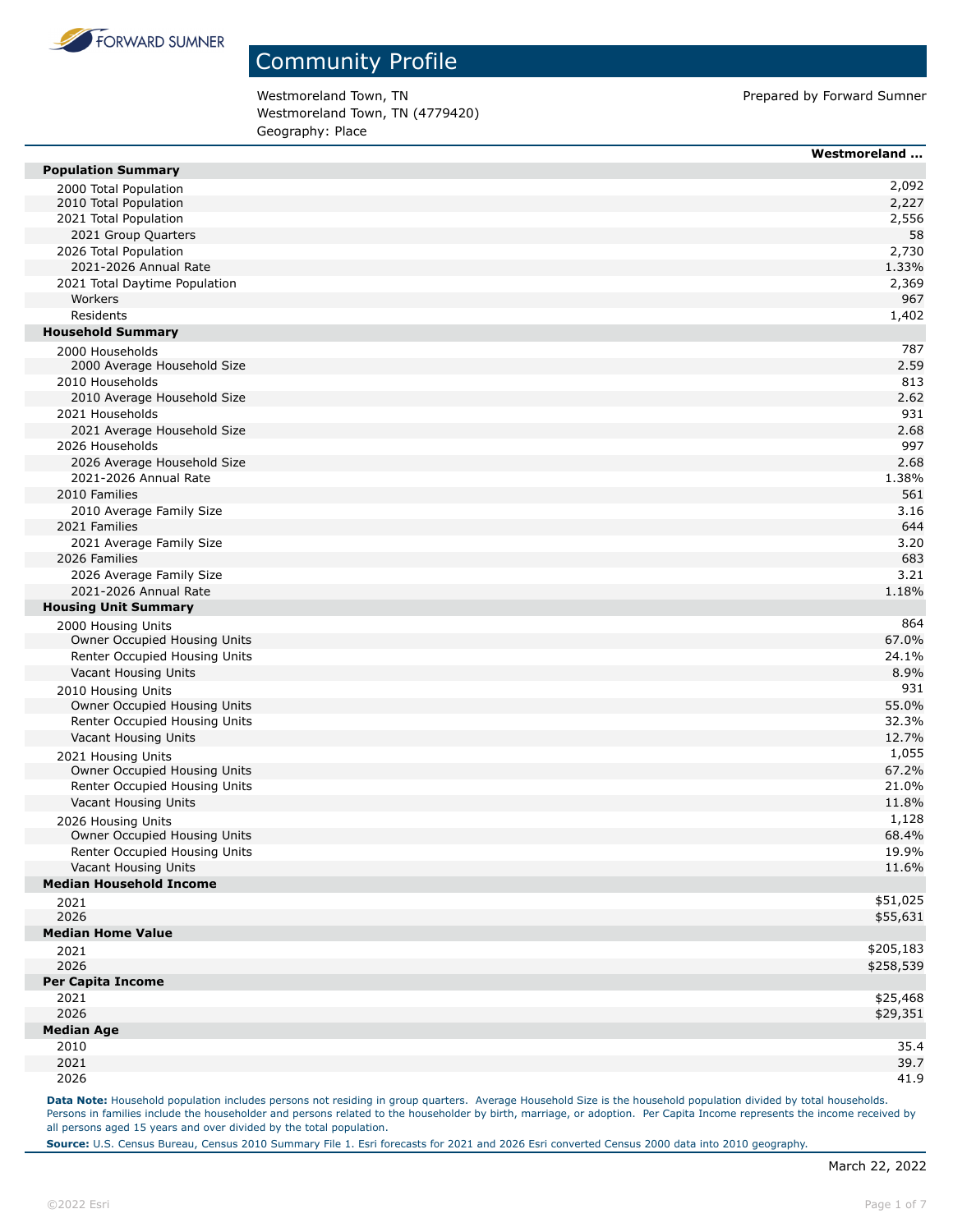FORWARD SUMNER

# Community Profile

Westmoreland Town, TN
Westmoreland Town, TN (4779420)
Geography: Place

Prepared by Forward Sumner

| | Westmoreland ... |
|---|---|
| **Population Summary** | |
| 2000 Total Population | 2,092 |
| 2010 Total Population | 2,227 |
| 2021 Total Population | 2,556 |
| 2021 Group Quarters | 58 |
| 2026 Total Population | 2,730 |
| 2021-2026 Annual Rate | 1.33% |
| 2021 Total Daytime Population | 2,369 |
| Workers | 967 |
| Residents | 1,402 |
| **Household Summary** | |
| 2000 Households | 787 |
| 2000 Average Household Size | 2.59 |
| 2010 Households | 813 |
| 2010 Average Household Size | 2.62 |
| 2021 Households | 931 |
| 2021 Average Household Size | 2.68 |
| 2026 Households | 997 |
| 2026 Average Household Size | 2.68 |
| 2021-2026 Annual Rate | 1.38% |
| 2010 Families | 561 |
| 2010 Average Family Size | 3.16 |
| 2021 Families | 644 |
| 2021 Average Family Size | 3.20 |
| 2026 Families | 683 |
| 2026 Average Family Size | 3.21 |
| 2021-2026 Annual Rate | 1.18% |
| **Housing Unit Summary** | |
| 2000 Housing Units | 864 |
| Owner Occupied Housing Units | 67.0% |
| Renter Occupied Housing Units | 24.1% |
| Vacant Housing Units | 8.9% |
| 2010 Housing Units | 931 |
| Owner Occupied Housing Units | 55.0% |
| Renter Occupied Housing Units | 32.3% |
| Vacant Housing Units | 12.7% |
| 2021 Housing Units | 1,055 |
| Owner Occupied Housing Units | 67.2% |
| Renter Occupied Housing Units | 21.0% |
| Vacant Housing Units | 11.8% |
| 2026 Housing Units | 1,128 |
| Owner Occupied Housing Units | 68.4% |
| Renter Occupied Housing Units | 19.9% |
| Vacant Housing Units | 11.6% |
| **Median Household Income** | |
| 2021 | $51,025 |
| 2026 | $55,631 |
| **Median Home Value** | |
| 2021 | $205,183 |
| 2026 | $258,539 |
| **Per Capita Income** | |
| 2021 | $25,468 |
| 2026 | $29,351 |
| **Median Age** | |
| 2010 | 35.4 |
| 2021 | 39.7 |
| 2026 | 41.9 |

**Data Note:** Household population includes persons not residing in group quarters. Average Household Size is the household population divided by total households. Persons in families include the householder and persons related to the householder by birth, marriage, or adoption. Per Capita Income represents the income received by all persons aged 15 years and over divided by the total population.

**Source:** U.S. Census Bureau, Census 2010 Summary File 1. Esri forecasts for 2021 and 2026 Esri converted Census 2000 data into 2010 geography.

March 22, 2022

©2022 Esri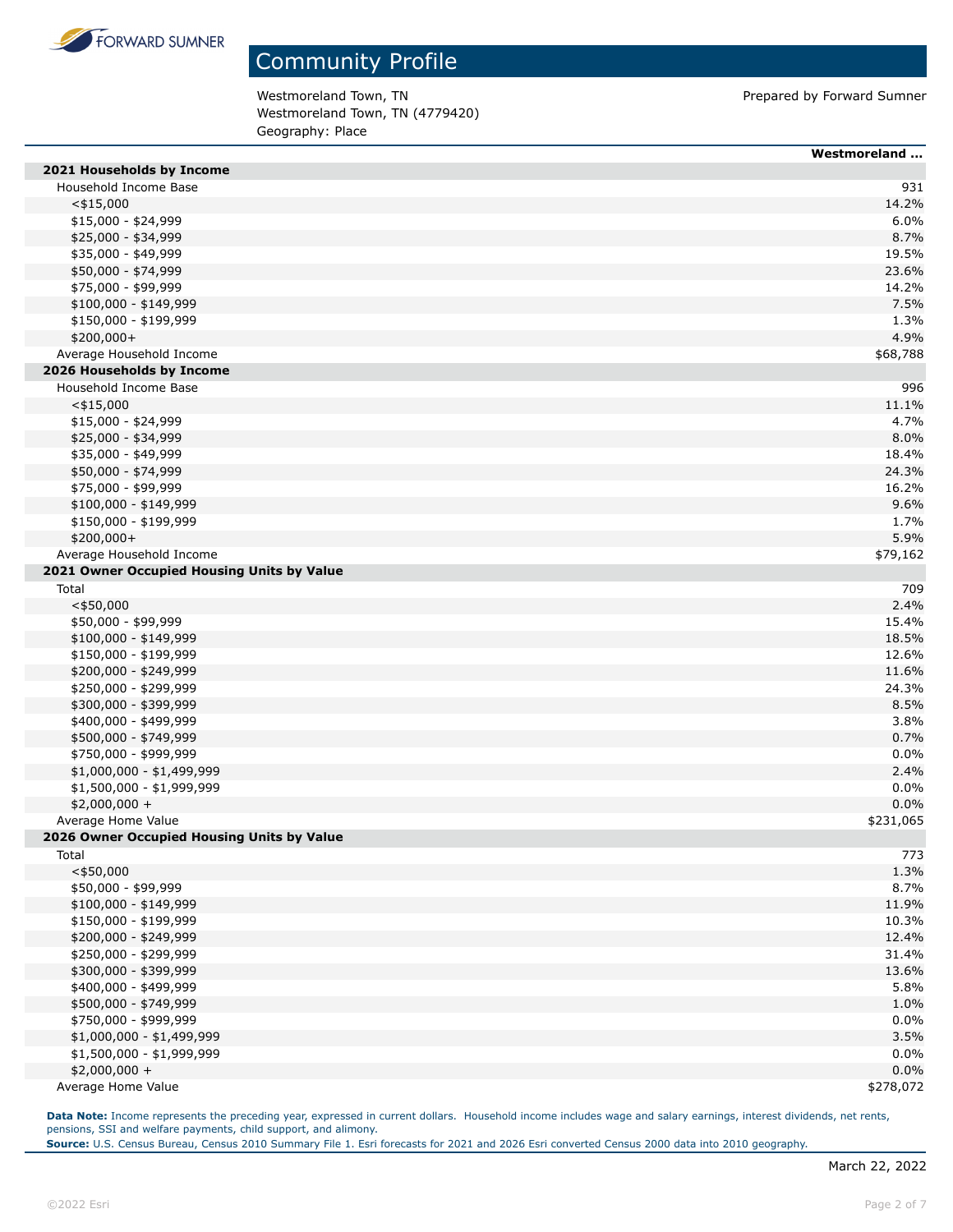# Community Profile

Westmoreland Town, TN
Westmoreland Town, TN (4779420)
Geography: Place

Prepared by Forward Sumner

| | Westmoreland ... |
|---|---|
| **2021 Households by Income** | |
| Household Income Base | 931 |
| <$15,000 | 14.2% |
| $15,000 - $24,999 | 6.0% |
| $25,000 - $34,999 | 8.7% |
| $35,000 - $49,999 | 19.5% |
| $50,000 - $74,999 | 23.6% |
| $75,000 - $99,999 | 14.2% |
| $100,000 - $149,999 | 7.5% |
| $150,000 - $199,999 | 1.3% |
| $200,000+ | 4.9% |
| Average Household Income | $68,788 |
| **2026 Households by Income** | |
| Household Income Base | 996 |
| <$15,000 | 11.1% |
| $15,000 - $24,999 | 4.7% |
| $25,000 - $34,999 | 8.0% |
| $35,000 - $49,999 | 18.4% |
| $50,000 - $74,999 | 24.3% |
| $75,000 - $99,999 | 16.2% |
| $100,000 - $149,999 | 9.6% |
| $150,000 - $199,999 | 1.7% |
| $200,000+ | 5.9% |
| Average Household Income | $79,162 |
| **2021 Owner Occupied Housing Units by Value** | |
| Total | 709 |
| <$50,000 | 2.4% |
| $50,000 - $99,999 | 15.4% |
| $100,000 - $149,999 | 18.5% |
| $150,000 - $199,999 | 12.6% |
| $200,000 - $249,999 | 11.6% |
| $250,000 - $299,999 | 24.3% |
| $300,000 - $399,999 | 8.5% |
| $400,000 - $499,999 | 3.8% |
| $500,000 - $749,999 | 0.7% |
| $750,000 - $999,999 | 0.0% |
| $1,000,000 - $1,499,999 | 2.4% |
| $1,500,000 - $1,999,999 | 0.0% |
| $2,000,000 + | 0.0% |
| Average Home Value | $231,065 |
| **2026 Owner Occupied Housing Units by Value** | |
| Total | 773 |
| <$50,000 | 1.3% |
| $50,000 - $99,999 | 8.7% |
| $100,000 - $149,999 | 11.9% |
| $150,000 - $199,999 | 10.3% |
| $200,000 - $249,999 | 12.4% |
| $250,000 - $299,999 | 31.4% |
| $300,000 - $399,999 | 13.6% |
| $400,000 - $499,999 | 5.8% |
| $500,000 - $749,999 | 1.0% |
| $750,000 - $999,999 | 0.0% |
| $1,000,000 - $1,499,999 | 3.5% |
| $1,500,000 - $1,999,999 | 0.0% |
| $2,000,000 + | 0.0% |
| Average Home Value | $278,072 |

**Data Note:** Income represents the preceding year, expressed in current dollars. Household income includes wage and salary earnings, interest dividends, net rents, pensions, SSI and welfare payments, child support, and alimony.
**Source:** U.S. Census Bureau, Census 2010 Summary File 1. Esri forecasts for 2021 and 2026 Esri converted Census 2000 data into 2010 geography.

March 22, 2022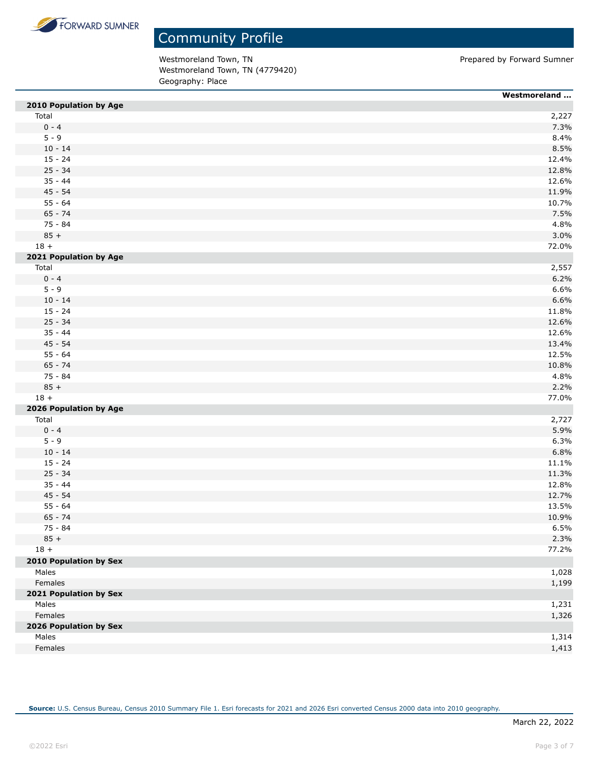# Community Profile

Westmoreland Town, TN
Westmoreland Town, TN (4779420)
Geography: Place

Prepared by Forward Sumner

| | Westmoreland ... |
|---|---|
| **2010 Population by Age** | |
| Total | 2,227 |
| 0 - 4 | 7.3% |
| 5 - 9 | 8.4% |
| 10 - 14 | 8.5% |
| 15 - 24 | 12.4% |
| 25 - 34 | 12.8% |
| 35 - 44 | 12.6% |
| 45 - 54 | 11.9% |
| 55 - 64 | 10.7% |
| 65 - 74 | 7.5% |
| 75 - 84 | 4.8% |
| 85 + | 3.0% |
| 18 + | 72.0% |
| **2021 Population by Age** | |
| Total | 2,557 |
| 0 - 4 | 6.2% |
| 5 - 9 | 6.6% |
| 10 - 14 | 6.6% |
| 15 - 24 | 11.8% |
| 25 - 34 | 12.6% |
| 35 - 44 | 12.6% |
| 45 - 54 | 13.4% |
| 55 - 64 | 12.5% |
| 65 - 74 | 10.8% |
| 75 - 84 | 4.8% |
| 85 + | 2.2% |
| 18 + | 77.0% |
| **2026 Population by Age** | |
| Total | 2,727 |
| 0 - 4 | 5.9% |
| 5 - 9 | 6.3% |
| 10 - 14 | 6.8% |
| 15 - 24 | 11.1% |
| 25 - 34 | 11.3% |
| 35 - 44 | 12.8% |
| 45 - 54 | 12.7% |
| 55 - 64 | 13.5% |
| 65 - 74 | 10.9% |
| 75 - 84 | 6.5% |
| 85 + | 2.3% |
| 18 + | 77.2% |
| **2010 Population by Sex** | |
| Males | 1,028 |
| Females | 1,199 |
| **2021 Population by Sex** | |
| Males | 1,231 |
| Females | 1,326 |
| **2026 Population by Sex** | |
| Males | 1,314 |
| Females | 1,413 |

**Source:** U.S. Census Bureau, Census 2010 Summary File 1. Esri forecasts for 2021 and 2026 Esri converted Census 2000 data into 2010 geography.

March 22, 2022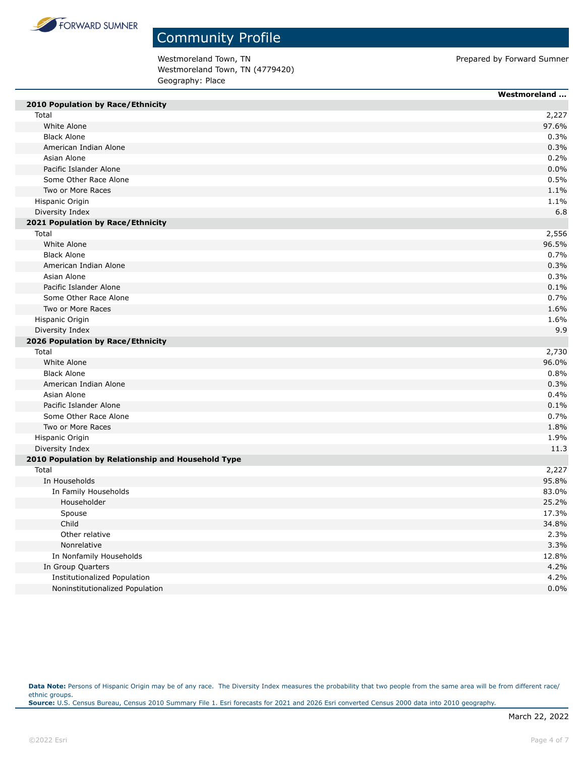# Community Profile

Westmoreland Town, TN
Westmoreland Town, TN (4779420)
Geography: Place

Prepared by Forward Sumner

| | Westmoreland ... |
|---|---|
| **2010 Population by Race/Ethnicity** | |
| Total | 2,227 |
| White Alone | 97.6% |
| Black Alone | 0.3% |
| American Indian Alone | 0.3% |
| Asian Alone | 0.2% |
| Pacific Islander Alone | 0.0% |
| Some Other Race Alone | 0.5% |
| Two or More Races | 1.1% |
| Hispanic Origin | 1.1% |
| Diversity Index | 6.8 |
| **2021 Population by Race/Ethnicity** | |
| Total | 2,556 |
| White Alone | 96.5% |
| Black Alone | 0.7% |
| American Indian Alone | 0.3% |
| Asian Alone | 0.3% |
| Pacific Islander Alone | 0.1% |
| Some Other Race Alone | 0.7% |
| Two or More Races | 1.6% |
| Hispanic Origin | 1.6% |
| Diversity Index | 9.9 |
| **2026 Population by Race/Ethnicity** | |
| Total | 2,730 |
| White Alone | 96.0% |
| Black Alone | 0.8% |
| American Indian Alone | 0.3% |
| Asian Alone | 0.4% |
| Pacific Islander Alone | 0.1% |
| Some Other Race Alone | 0.7% |
| Two or More Races | 1.8% |
| Hispanic Origin | 1.9% |
| Diversity Index | 11.3 |
| **2010 Population by Relationship and Household Type** | |
| Total | 2,227 |
| In Households | 95.8% |
| In Family Households | 83.0% |
| Householder | 25.2% |
| Spouse | 17.3% |
| Child | 34.8% |
| Other relative | 2.3% |
| Nonrelative | 3.3% |
| In Nonfamily Households | 12.8% |
| In Group Quarters | 4.2% |
| Institutionalized Population | 4.2% |
| Noninstitutionalized Population | 0.0% |

**Data Note:** Persons of Hispanic Origin may be of any race. The Diversity Index measures the probability that two people from the same area will be from different race/ethnic groups.
**Source:** U.S. Census Bureau, Census 2010 Summary File 1. Esri forecasts for 2021 and 2026 Esri converted Census 2000 data into 2010 geography.

March 22, 2022

©2022 Esri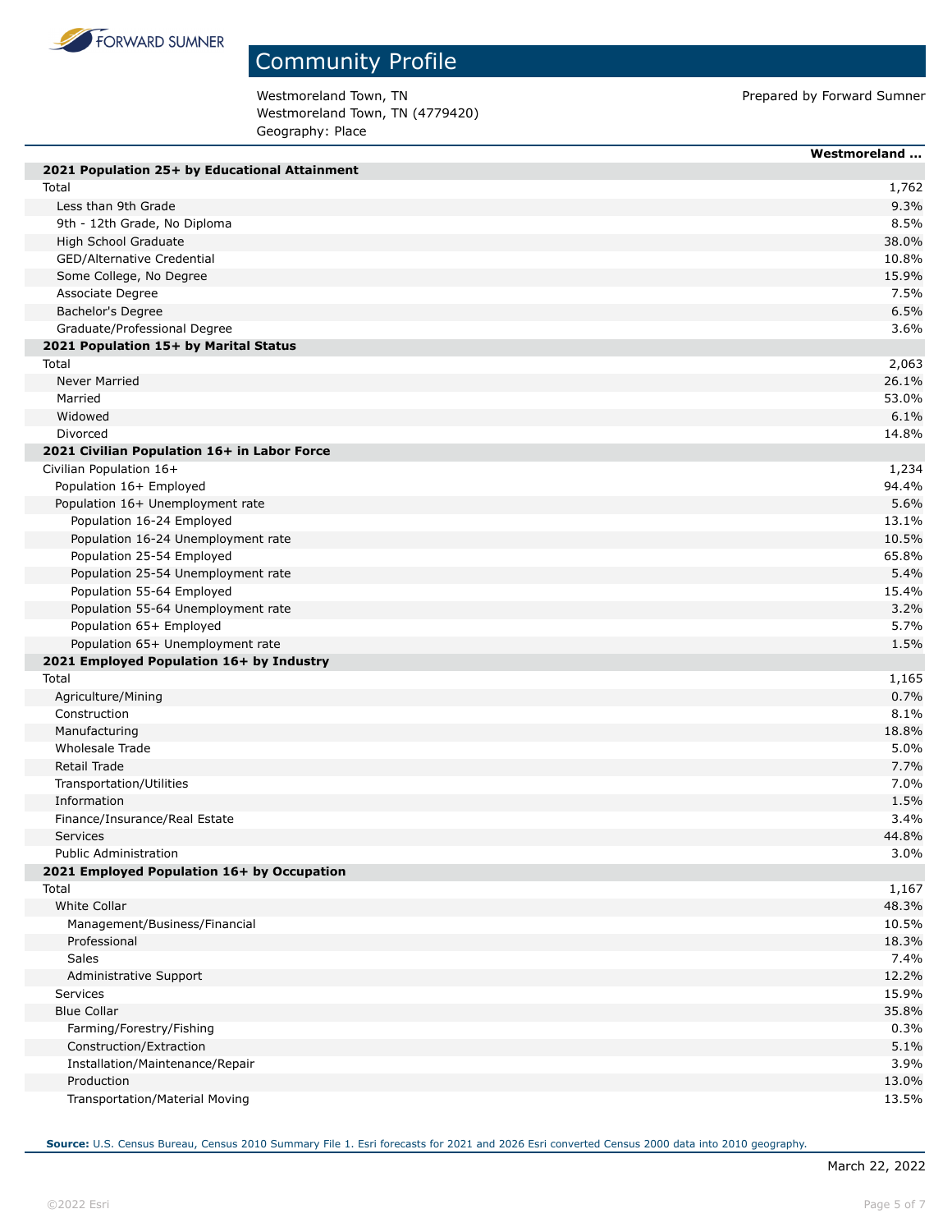# Community Profile

Westmoreland Town, TN
Westmoreland Town, TN (4779420)
Geography: Place

Prepared by Forward Sumner

| | Westmoreland ... |
|---|---|
| **2021 Population 25+ by Educational Attainment** | |
| Total | 1,762 |
| Less than 9th Grade | 9.3% |
| 9th - 12th Grade, No Diploma | 8.5% |
| High School Graduate | 38.0% |
| GED/Alternative Credential | 10.8% |
| Some College, No Degree | 15.9% |
| Associate Degree | 7.5% |
| Bachelor's Degree | 6.5% |
| Graduate/Professional Degree | 3.6% |
| **2021 Population 15+ by Marital Status** | |
| Total | 2,063 |
| Never Married | 26.1% |
| Married | 53.0% |
| Widowed | 6.1% |
| Divorced | 14.8% |
| **2021 Civilian Population 16+ in Labor Force** | |
| Civilian Population 16+ | 1,234 |
| Population 16+ Employed | 94.4% |
| Population 16+ Unemployment rate | 5.6% |
| Population 16-24 Employed | 13.1% |
| Population 16-24 Unemployment rate | 10.5% |
| Population 25-54 Employed | 65.8% |
| Population 25-54 Unemployment rate | 5.4% |
| Population 55-64 Employed | 15.4% |
| Population 55-64 Unemployment rate | 3.2% |
| Population 65+ Employed | 5.7% |
| Population 65+ Unemployment rate | 1.5% |
| **2021 Employed Population 16+ by Industry** | |
| Total | 1,165 |
| Agriculture/Mining | 0.7% |
| Construction | 8.1% |
| Manufacturing | 18.8% |
| Wholesale Trade | 5.0% |
| Retail Trade | 7.7% |
| Transportation/Utilities | 7.0% |
| Information | 1.5% |
| Finance/Insurance/Real Estate | 3.4% |
| Services | 44.8% |
| Public Administration | 3.0% |
| **2021 Employed Population 16+ by Occupation** | |
| Total | 1,167 |
| White Collar | 48.3% |
| Management/Business/Financial | 10.5% |
| Professional | 18.3% |
| Sales | 7.4% |
| Administrative Support | 12.2% |
| Services | 15.9% |
| Blue Collar | 35.8% |
| Farming/Forestry/Fishing | 0.3% |
| Construction/Extraction | 5.1% |
| Installation/Maintenance/Repair | 3.9% |
| Production | 13.0% |
| Transportation/Material Moving | 13.5% |

**Source:** U.S. Census Bureau, Census 2010 Summary File 1. Esri forecasts for 2021 and 2026 Esri converted Census 2000 data into 2010 geography.

March 22, 2022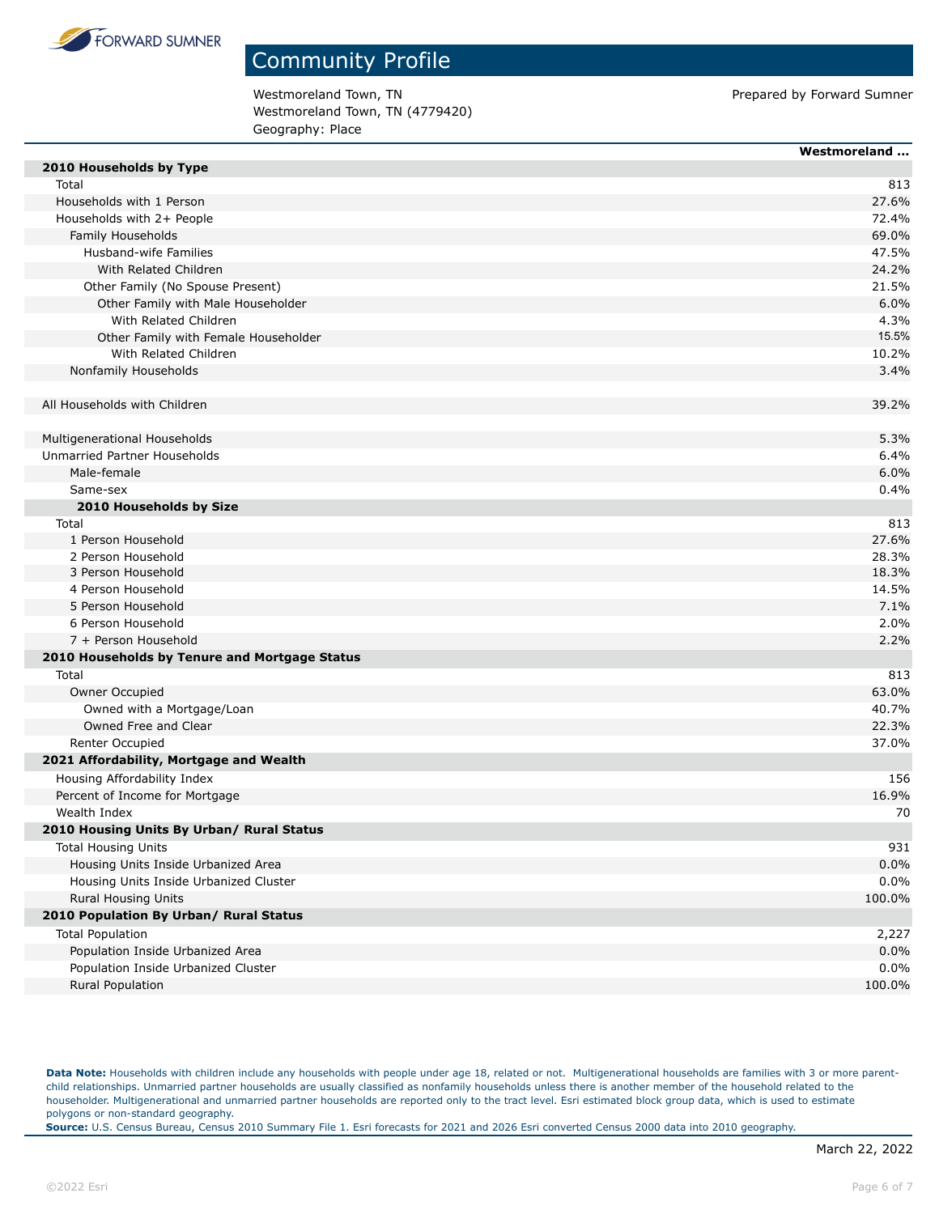# Community Profile

Westmoreland Town, TN
Westmoreland Town, TN (4779420)
Geography: Place

Prepared by Forward Sumner

| | Westmoreland ... |
|---|---|
| **2010 Households by Type** | |
| Total | 813 |
| Households with 1 Person | 27.6% |
| Households with 2+ People | 72.4% |
| Family Households | 69.0% |
| Husband-wife Families | 47.5% |
| With Related Children | 24.2% |
| Other Family (No Spouse Present) | 21.5% |
| Other Family with Male Householder | 6.0% |
| With Related Children | 4.3% |
| Other Family with Female Householder | 15.5% |
| With Related Children | 10.2% |
| Nonfamily Households | 3.4% |
| | |
| All Households with Children | 39.2% |
| | |
| Multigenerational Households | 5.3% |
| Unmarried Partner Households | 6.4% |
| Male-female | 6.0% |
| Same-sex | 0.4% |
| **2010 Households by Size** | |
| Total | 813 |
| 1 Person Household | 27.6% |
| 2 Person Household | 28.3% |
| 3 Person Household | 18.3% |
| 4 Person Household | 14.5% |
| 5 Person Household | 7.1% |
| 6 Person Household | 2.0% |
| 7 + Person Household | 2.2% |
| **2010 Households by Tenure and Mortgage Status** | |
| Total | 813 |
| Owner Occupied | 63.0% |
| Owned with a Mortgage/Loan | 40.7% |
| Owned Free and Clear | 22.3% |
| Renter Occupied | 37.0% |
| **2021 Affordability, Mortgage and Wealth** | |
| Housing Affordability Index | 156 |
| Percent of Income for Mortgage | 16.9% |
| Wealth Index | 70 |
| **2010 Housing Units By Urban/ Rural Status** | |
| Total Housing Units | 931 |
| Housing Units Inside Urbanized Area | 0.0% |
| Housing Units Inside Urbanized Cluster | 0.0% |
| Rural Housing Units | 100.0% |
| **2010 Population By Urban/ Rural Status** | |
| Total Population | 2,227 |
| Population Inside Urbanized Area | 0.0% |
| Population Inside Urbanized Cluster | 0.0% |
| Rural Population | 100.0% |

**Data Note:** Households with children include any households with people under age 18, related or not. Multigenerational households are families with 3 or more parent-child relationships. Unmarried partner households are usually classified as nonfamily households unless there is another member of the household related to the householder. Multigenerational and unmarried partner households are reported only to the tract level. Esri estimated block group data, which is used to estimate polygons or non-standard geography.
**Source:** U.S. Census Bureau, Census 2010 Summary File 1. Esri forecasts for 2021 and 2026 Esri converted Census 2000 data into 2010 geography.

March 22, 2022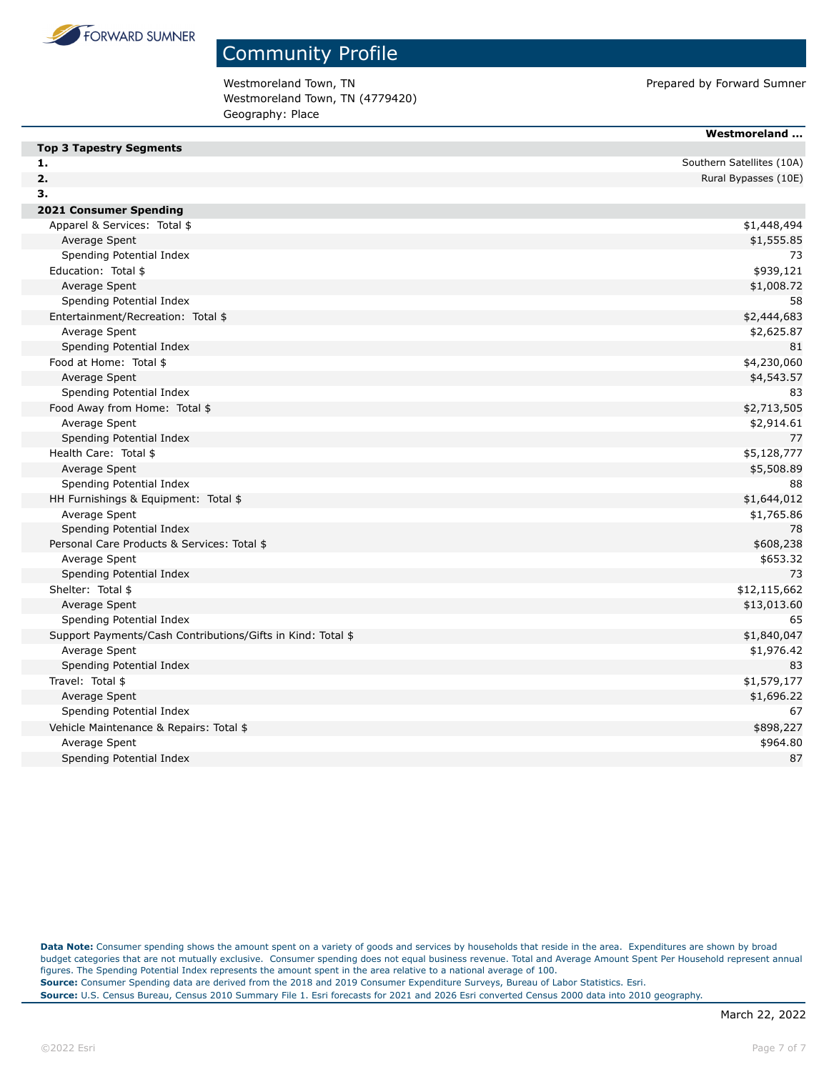# Community Profile

Westmoreland Town, TN
Westmoreland Town, TN (4779420)
Geography: Place

Prepared by Forward Sumner

| | Westmoreland ... |
|---|---|
| **Top 3 Tapestry Segments** | |
| **1.** | Southern Satellites (10A) |
| **2.** | Rural Bypasses (10E) |
| **3.** | |
| **2021 Consumer Spending** | |
| Apparel & Services: Total $ | $1,448,494 |
| Average Spent | $1,555.85 |
| Spending Potential Index | 73 |
| Education: Total $ | $939,121 |
| Average Spent | $1,008.72 |
| Spending Potential Index | 58 |
| Entertainment/Recreation: Total $ | $2,444,683 |
| Average Spent | $2,625.87 |
| Spending Potential Index | 81 |
| Food at Home: Total $ | $4,230,060 |
| Average Spent | $4,543.57 |
| Spending Potential Index | 83 |
| Food Away from Home: Total $ | $2,713,505 |
| Average Spent | $2,914.61 |
| Spending Potential Index | 77 |
| Health Care: Total $ | $5,128,777 |
| Average Spent | $5,508.89 |
| Spending Potential Index | 88 |
| HH Furnishings & Equipment: Total $ | $1,644,012 |
| Average Spent | $1,765.86 |
| Spending Potential Index | 78 |
| Personal Care Products & Services: Total $ | $608,238 |
| Average Spent | $653.32 |
| Spending Potential Index | 73 |
| Shelter: Total $ | $12,115,662 |
| Average Spent | $13,013.60 |
| Spending Potential Index | 65 |
| Support Payments/Cash Contributions/Gifts in Kind: Total $ | $1,840,047 |
| Average Spent | $1,976.42 |
| Spending Potential Index | 83 |
| Travel: Total $ | $1,579,177 |
| Average Spent | $1,696.22 |
| Spending Potential Index | 67 |
| Vehicle Maintenance & Repairs: Total $ | $898,227 |
| Average Spent | $964.80 |
| Spending Potential Index | 87 |

**Data Note:** Consumer spending shows the amount spent on a variety of goods and services by households that reside in the area. Expenditures are shown by broad budget categories that are not mutually exclusive. Consumer spending does not equal business revenue. Total and Average Amount Spent Per Household represent annual figures. The Spending Potential Index represents the amount spent in the area relative to a national average of 100.
**Source:** Consumer Spending data are derived from the 2018 and 2019 Consumer Expenditure Surveys, Bureau of Labor Statistics. Esri.
**Source:** U.S. Census Bureau, Census 2010 Summary File 1. Esri forecasts for 2021 and 2026 Esri converted Census 2000 data into 2010 geography.

March 22, 2022

©2022 Esri